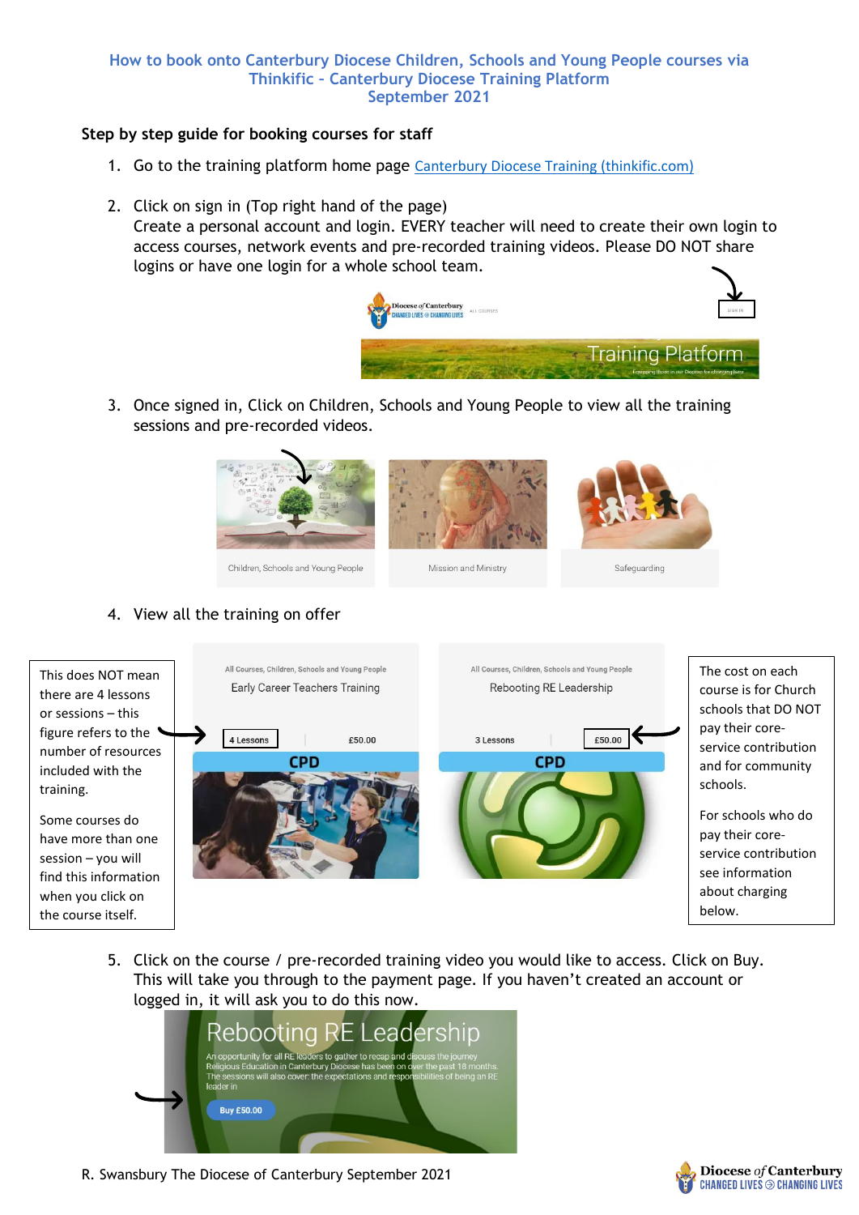# How to book onto Canterbury Diocese Children, Schools and Young People courses via Thinkific – Canterbury Diocese Training Platform
## September 2021

**Step by step guide for booking courses for staff**

1. Go to the training platform home page [Canterbury Diocese Training (thinkific.com)](https://canterburydiocese.thinkific.com)

2. Click on sign in (Top right hand of the page)
   Create a personal account and login. EVERY teacher will need to create their own login to access courses, network events and pre-recorded training videos. Please DO NOT share logins or have one login for a whole school team.

3. Once signed in, Click on Children, Schools and Young People to view all the training sessions and pre-recorded videos.

   Children, Schools and Young People | Mission and Ministry | Safeguarding

4. View all the training on offer

This does NOT mean there are 4 lessons or sessions – this figure refers to the number of resources included with the training.

Some courses do have more than one session – you will find this information when you click on the course itself.

All Courses, Children, Schools and Young People
Early Career Teachers Training
4 Lessons £50.00
CPD

All Courses, Children, Schools and Young People
Rebooting RE Leadership
3 Lessons £50.00
CPD

The cost on each course is for Church schools that DO NOT pay their core-service contribution and for community schools.

For schools who do pay their core-service contribution see information about charging below.

5. Click on the course / pre-recorded training video you would like to access. Click on Buy. This will take you through to the payment page. If you haven't created an account or logged in, it will ask you to do this now.

   Rebooting RE Leadership
   An opportunity for all RE leaders to gather to recap and discuss the journey Religious Education in Canterbury Diocese has been on over the past 18 months. The sessions will also cover: the expectations and responsibilities of being an RE leader in
   Buy £50.00

R. Swansbury The Diocese of Canterbury September 2021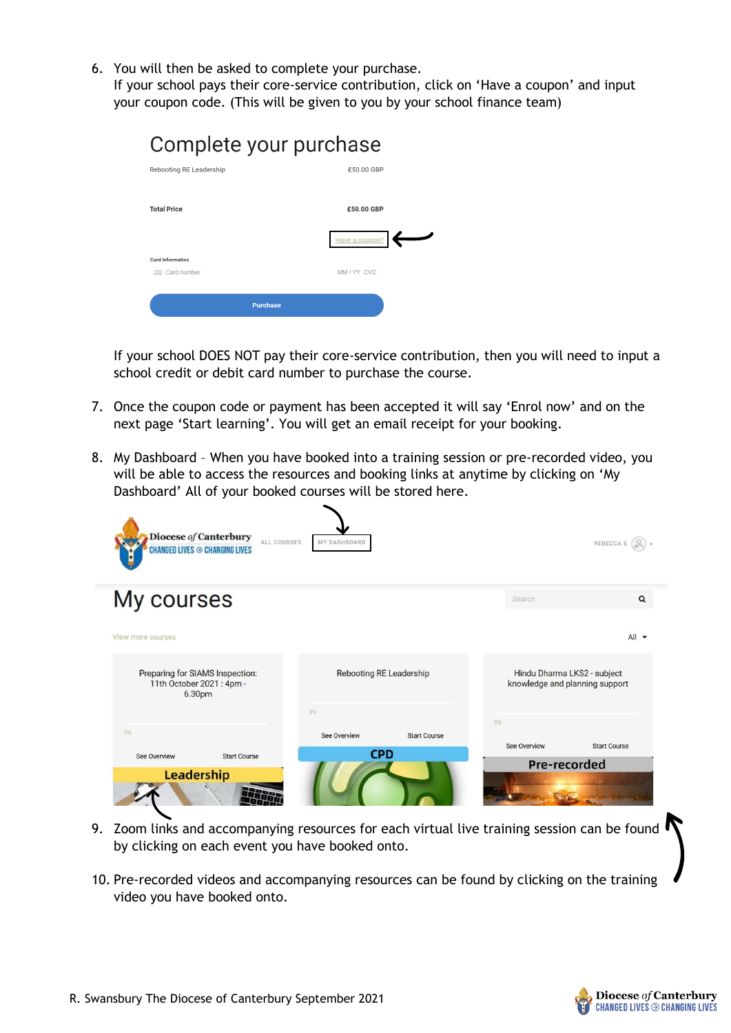6. You will then be asked to complete your purchase.
   If your school pays their core-service contribution, click on 'Have a coupon' and input your coupon code. (This will be given to you by your school finance team)

   Complete your purchase

   Rebooting RE Leadership — £50.00 GBP

   Total Price — £50.00 GBP

   Have a coupon?

   Card Information

   Card number — MM / YY CVC

   Purchase

   If your school DOES NOT pay their core-service contribution, then you will need to input a school credit or debit card number to purchase the course.

7. Once the coupon code or payment has been accepted it will say 'Enrol now' and on the next page 'Start learning'. You will get an email receipt for your booking.

8. My Dashboard – When you have booked into a training session or pre-recorded video, you will be able to access the resources and booking links at anytime by clicking on 'My Dashboard' All of your booked courses will be stored here.

   Diocese of Canterbury CHANGED LIVES ⊙ CHANGING LIVES — ALL COURSES — MY DASHBOARD — REBECCA S

   My courses

   Search

   View more courses — All

   - Preparing for SIAMS Inspection: 11th October 2021 : 4pm - 6.30pm — 0% — See Overview — Start Course — Leadership
   - Rebooting RE Leadership — 0% — See Overview — Start Course — CPD
   - Hindu Dharma LKS2 - subject knowledge and planning support — 0% — See Overview — Start Course — Pre-recorded

9. Zoom links and accompanying resources for each virtual live training session can be found by clicking on each event you have booked onto.

10. Pre-recorded videos and accompanying resources can be found by clicking on the training video you have booked onto.

R. Swansbury The Diocese of Canterbury September 2021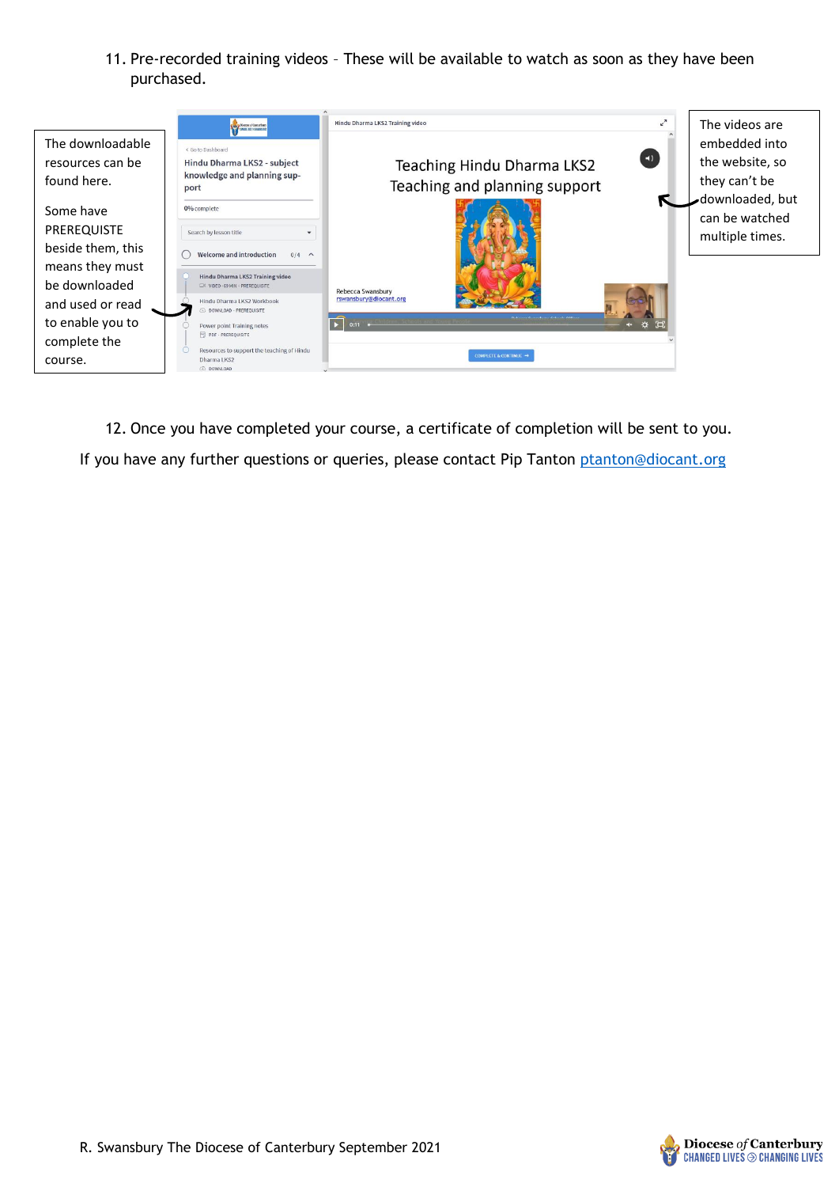11. Pre-recorded training videos – These will be available to watch as soon as they have been purchased.

The downloadable resources can be found here.

Some have PREREQUISTE beside them, this means they must be downloaded and used or read to enable you to complete the course.

The videos are embedded into the website, so they can't be downloaded, but can be watched multiple times.

12. Once you have completed your course, a certificate of completion will be sent to you.

If you have any further questions or queries, please contact Pip Tanton [ptanton@diocant.org](mailto:ptanton@diocant.org)

R. Swansbury The Diocese of Canterbury September 2021